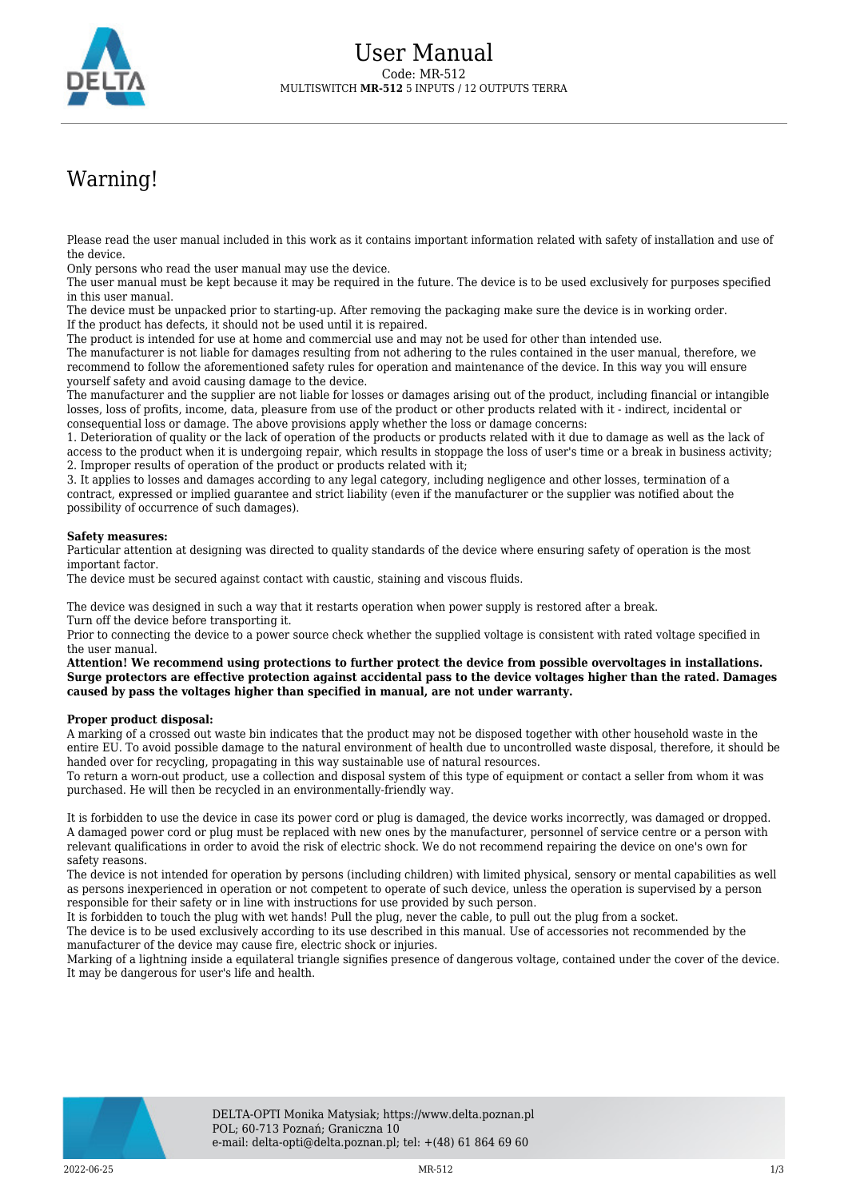# User Manual

Code: MR-512

MULTISWITCH **MR-512** 5 INPUTS / 12 OUTPUTS TERRA

## Warning!

Please read the user manual included in this work as it contains important information related with safety of installation and use of the device.
Only persons who read the user manual may use the device.
The user manual must be kept because it may be required in the future. The device is to be used exclusively for purposes specified in this user manual.
The device must be unpacked prior to starting-up. After removing the packaging make sure the device is in working order.
If the product has defects, it should not be used until it is repaired.
The product is intended for use at home and commercial use and may not be used for other than intended use.
The manufacturer is not liable for damages resulting from not adhering to the rules contained in the user manual, therefore, we recommend to follow the aforementioned safety rules for operation and maintenance of the device. In this way you will ensure yourself safety and avoid causing damage to the device.
The manufacturer and the supplier are not liable for losses or damages arising out of the product, including financial or intangible losses, loss of profits, income, data, pleasure from use of the product or other products related with it - indirect, incidental or consequential loss or damage. The above provisions apply whether the loss or damage concerns:
1. Deterioration of quality or the lack of operation of the products or products related with it due to damage as well as the lack of access to the product when it is undergoing repair, which results in stoppage the loss of user's time or a break in business activity;
2. Improper results of operation of the product or products related with it;
3. It applies to losses and damages according to any legal category, including negligence and other losses, termination of a contract, expressed or implied guarantee and strict liability (even if the manufacturer or the supplier was notified about the possibility of occurrence of such damages).

**Safety measures:**
Particular attention at designing was directed to quality standards of the device where ensuring safety of operation is the most important factor.
The device must be secured against contact with caustic, staining and viscous fluids.

The device was designed in such a way that it restarts operation when power supply is restored after a break.
Turn off the device before transporting it.
Prior to connecting the device to a power source check whether the supplied voltage is consistent with rated voltage specified in the user manual.
**Attention! We recommend using protections to further protect the device from possible overvoltages in installations. Surge protectors are effective protection against accidental pass to the device voltages higher than the rated. Damages caused by pass the voltages higher than specified in manual, are not under warranty.**

**Proper product disposal:**
A marking of a crossed out waste bin indicates that the product may not be disposed together with other household waste in the entire EU. To avoid possible damage to the natural environment of health due to uncontrolled waste disposal, therefore, it should be handed over for recycling, propagating in this way sustainable use of natural resources.
To return a worn-out product, use a collection and disposal system of this type of equipment or contact a seller from whom it was purchased. He will then be recycled in an environmentally-friendly way.

It is forbidden to use the device in case its power cord or plug is damaged, the device works incorrectly, was damaged or dropped. A damaged power cord or plug must be replaced with new ones by the manufacturer, personnel of service centre or a person with relevant qualifications in order to avoid the risk of electric shock. We do not recommend repairing the device on one's own for safety reasons.
The device is not intended for operation by persons (including children) with limited physical, sensory or mental capabilities as well as persons inexperienced in operation or not competent to operate of such device, unless the operation is supervised by a person responsible for their safety or in line with instructions for use provided by such person.
It is forbidden to touch the plug with wet hands! Pull the plug, never the cable, to pull out the plug from a socket.
The device is to be used exclusively according to its use described in this manual. Use of accessories not recommended by the manufacturer of the device may cause fire, electric shock or injuries.
Marking of a lightning inside a equilateral triangle signifies presence of dangerous voltage, contained under the cover of the device. It may be dangerous for user's life and health.

DELTA-OPTI Monika Matysiak; https://www.delta.poznan.pl
POL; 60-713 Poznań; Graniczna 10
e-mail: delta-opti@delta.poznan.pl; tel: +(48) 61 864 69 60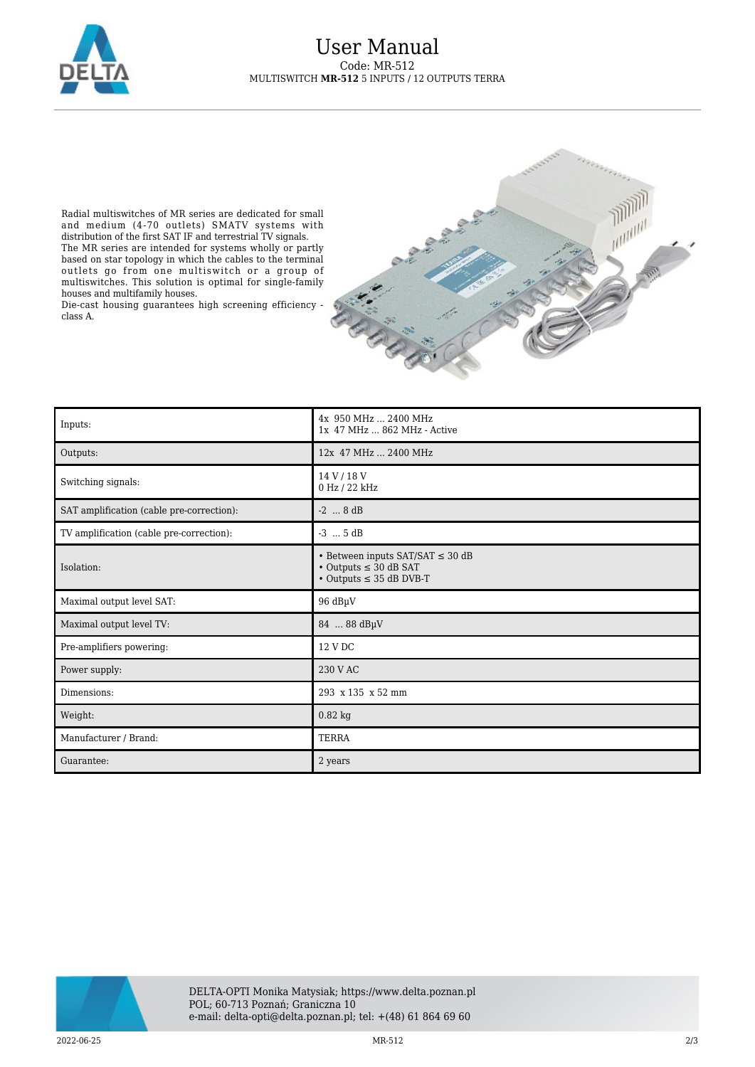# User Manual

Code: MR-512

MULTISWITCH **MR-512** 5 INPUTS / 12 OUTPUTS TERRA

Radial multiswitches of MR series are dedicated for small and medium (4-70 outlets) SMATV systems with distribution of the first SAT IF and terrestrial TV signals.
The MR series are intended for systems wholly or partly based on star topology in which the cables to the terminal outlets go from one multiswitch or a group of multiswitches. This solution is optimal for single-family houses and multifamily houses.
Die-cast housing guarantees high screening efficiency - class A.

| | |
|---|---|
| Inputs: | 4x 950 MHz ... 2400 MHz<br>1x 47 MHz ... 862 MHz - Active |
| Outputs: | 12x 47 MHz ... 2400 MHz |
| Switching signals: | 14 V / 18 V<br>0 Hz / 22 kHz |
| SAT amplification (cable pre-correction): | -2 ... 8 dB |
| TV amplification (cable pre-correction): | -3 ... 5 dB |
| Isolation: | • Between inputs SAT/SAT ≤ 30 dB<br>• Outputs ≤ 30 dB SAT<br>• Outputs ≤ 35 dB DVB-T |
| Maximal output level SAT: | 96 dBµV |
| Maximal output level TV: | 84 ... 88 dBµV |
| Pre-amplifiers powering: | 12 V DC |
| Power supply: | 230 V AC |
| Dimensions: | 293 x 135 x 52 mm |
| Weight: | 0.82 kg |
| Manufacturer / Brand: | TERRA |
| Guarantee: | 2 years |

DELTA-OPTI Monika Matysiak; https://www.delta.poznan.pl
POL; 60-713 Poznań; Graniczna 10
e-mail: delta-opti@delta.poznan.pl; tel: +(48) 61 864 69 60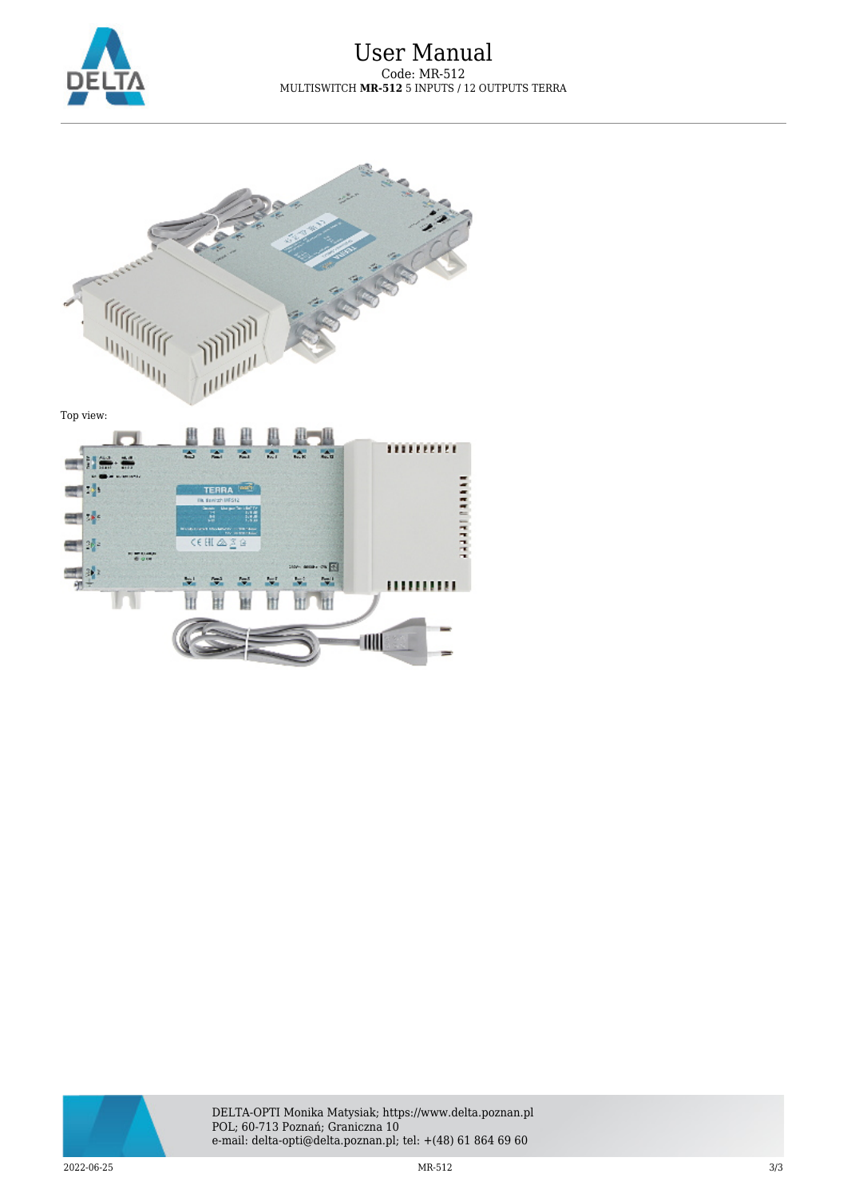Top view: